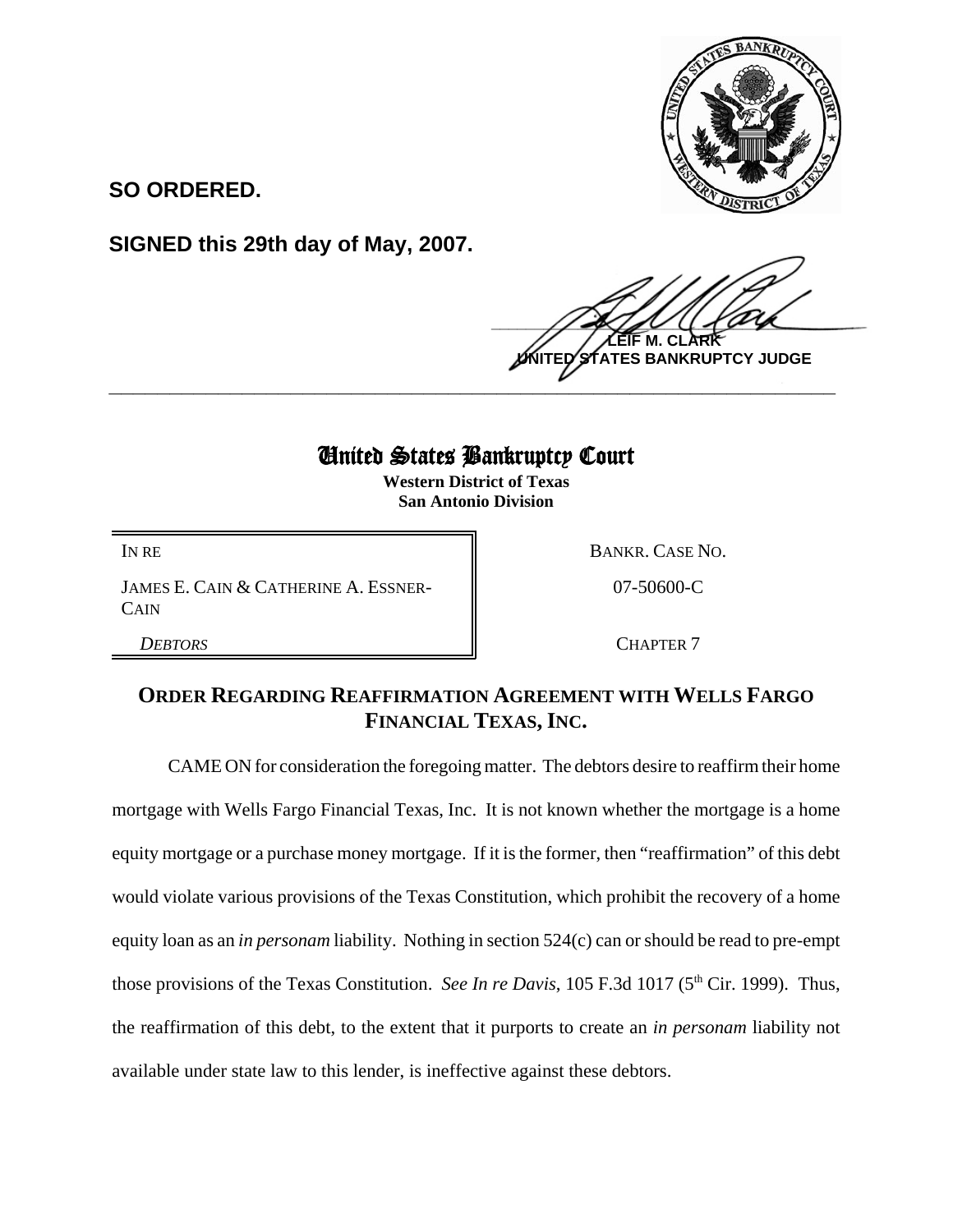**SO ORDERED.**

**SIGNED this 29th day of May, 2007.**

**LEIF M. CLARK**
**UNITED STATES BANKRUPTCY JUDGE**

---

# United States Bankruptcy Court

**Western District of Texas**
**San Antonio Division**

| IN RE | BANKR. CASE NO. |
|---|---|
| JAMES E. CAIN & CATHERINE A. ESSNER-CAIN | 07-50600-C |
| *DEBTORS* | CHAPTER 7 |

## ORDER REGARDING REAFFIRMATION AGREEMENT WITH WELLS FARGO FINANCIAL TEXAS, INC.

CAME ON for consideration the foregoing matter. The debtors desire to reaffirm their home mortgage with Wells Fargo Financial Texas, Inc. It is not known whether the mortgage is a home equity mortgage or a purchase money mortgage. If it is the former, then "reaffirmation" of this debt would violate various provisions of the Texas Constitution, which prohibit the recovery of a home equity loan as an *in personam* liability. Nothing in section 524(c) can or should be read to pre-empt those provisions of the Texas Constitution. *See In re Davis*, 105 F.3d 1017 (5th Cir. 1999). Thus, the reaffirmation of this debt, to the extent that it purports to create an *in personam* liability not available under state law to this lender, is ineffective against these debtors.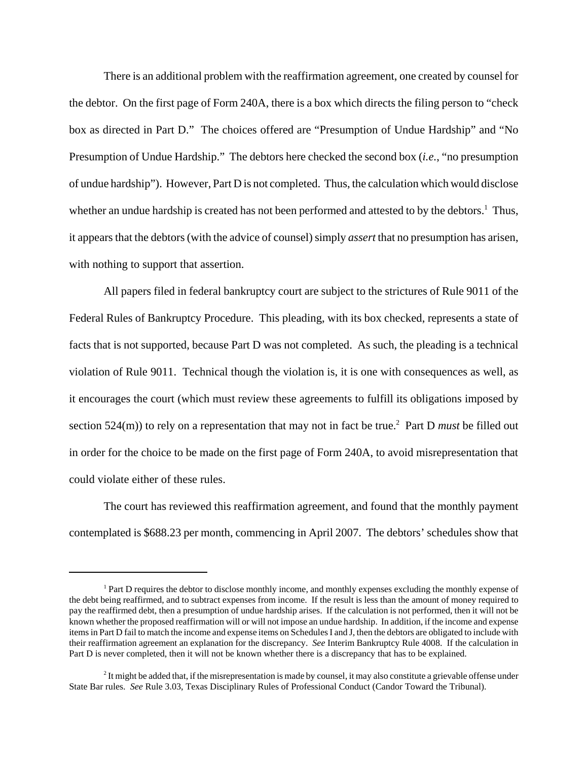There is an additional problem with the reaffirmation agreement, one created by counsel for the debtor. On the first page of Form 240A, there is a box which directs the filing person to "check box as directed in Part D." The choices offered are "Presumption of Undue Hardship" and "No Presumption of Undue Hardship." The debtors here checked the second box (*i.e.*, "no presumption of undue hardship"). However, Part D is not completed. Thus, the calculation which would disclose whether an undue hardship is created has not been performed and attested to by the debtors.[1] Thus, it appears that the debtors (with the advice of counsel) simply *assert* that no presumption has arisen, with nothing to support that assertion.

All papers filed in federal bankruptcy court are subject to the strictures of Rule 9011 of the Federal Rules of Bankruptcy Procedure. This pleading, with its box checked, represents a state of facts that is not supported, because Part D was not completed. As such, the pleading is a technical violation of Rule 9011. Technical though the violation is, it is one with consequences as well, as it encourages the court (which must review these agreements to fulfill its obligations imposed by section 524(m)) to rely on a representation that may not in fact be true.[2] Part D *must* be filled out in order for the choice to be made on the first page of Form 240A, to avoid misrepresentation that could violate either of these rules.

The court has reviewed this reaffirmation agreement, and found that the monthly payment contemplated is $688.23 per month, commencing in April 2007. The debtors' schedules show that

---

[1] Part D requires the debtor to disclose monthly income, and monthly expenses excluding the monthly expense of the debt being reaffirmed, and to subtract expenses from income. If the result is less than the amount of money required to pay the reaffirmed debt, then a presumption of undue hardship arises. If the calculation is not performed, then it will not be known whether the proposed reaffirmation will or will not impose an undue hardship. In addition, if the income and expense items in Part D fail to match the income and expense items on Schedules I and J, then the debtors are obligated to include with their reaffirmation agreement an explanation for the discrepancy. *See* Interim Bankruptcy Rule 4008. If the calculation in Part D is never completed, then it will not be known whether there is a discrepancy that has to be explained.

[2] It might be added that, if the misrepresentation is made by counsel, it may also constitute a grievable offense under State Bar rules. *See* Rule 3.03, Texas Disciplinary Rules of Professional Conduct (Candor Toward the Tribunal).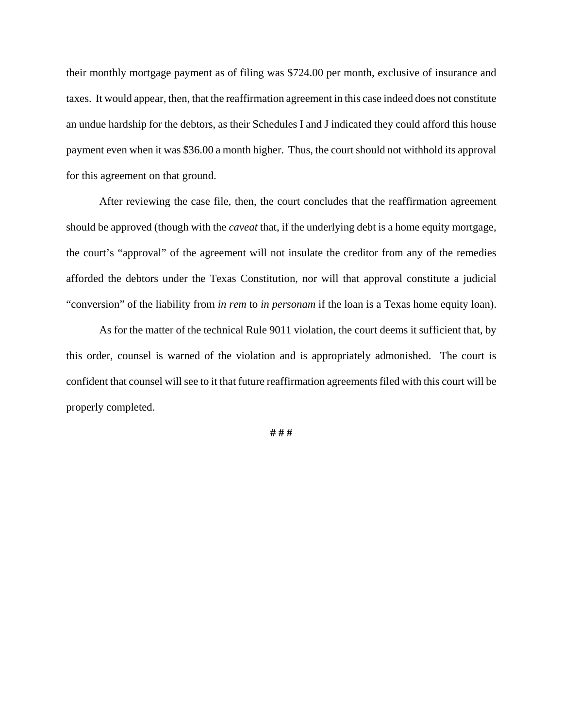their monthly mortgage payment as of filing was $724.00 per month, exclusive of insurance and taxes. It would appear, then, that the reaffirmation agreement in this case indeed does not constitute an undue hardship for the debtors, as their Schedules I and J indicated they could afford this house payment even when it was $36.00 a month higher. Thus, the court should not withhold its approval for this agreement on that ground.

After reviewing the case file, then, the court concludes that the reaffirmation agreement should be approved (though with the *caveat* that, if the underlying debt is a home equity mortgage, the court's "approval" of the agreement will not insulate the creditor from any of the remedies afforded the debtors under the Texas Constitution, nor will that approval constitute a judicial "conversion" of the liability from *in rem* to *in personam* if the loan is a Texas home equity loan).

As for the matter of the technical Rule 9011 violation, the court deems it sufficient that, by this order, counsel is warned of the violation and is appropriately admonished. The court is confident that counsel will see to it that future reaffirmation agreements filed with this court will be properly completed.

# # #